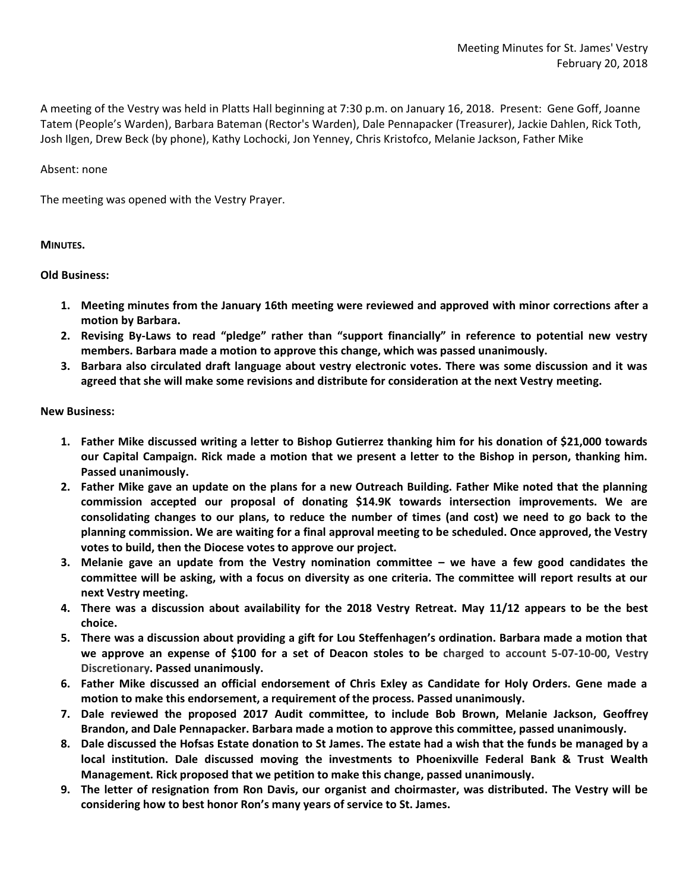Meeting Minutes for St. James' Vestry
February 20, 2018

A meeting of the Vestry was held in Platts Hall beginning at 7:30 p.m. on January 16, 2018. Present: Gene Goff, Joanne Tatem (People's Warden), Barbara Bateman (Rector's Warden), Dale Pennapacker (Treasurer), Jackie Dahlen, Rick Toth, Josh Ilgen, Drew Beck (by phone), Kathy Lochocki, Jon Yenney, Chris Kristofco, Melanie Jackson, Father Mike

Absent: none

The meeting was opened with the Vestry Prayer.

**MINUTES.**

**Old Business:**

1. **Meeting minutes from the January 16th meeting were reviewed and approved with minor corrections after a motion by Barbara.**
2. **Revising By-Laws to read "pledge" rather than "support financially" in reference to potential new vestry members. Barbara made a motion to approve this change, which was passed unanimously.**
3. **Barbara also circulated draft language about vestry electronic votes. There was some discussion and it was agreed that she will make some revisions and distribute for consideration at the next Vestry meeting.**

**New Business:**

1. **Father Mike discussed writing a letter to Bishop Gutierrez thanking him for his donation of $21,000 towards our Capital Campaign. Rick made a motion that we present a letter to the Bishop in person, thanking him. Passed unanimously.**
2. **Father Mike gave an update on the plans for a new Outreach Building. Father Mike noted that the planning commission accepted our proposal of donating $14.9K towards intersection improvements. We are consolidating changes to our plans, to reduce the number of times (and cost) we need to go back to the planning commission. We are waiting for a final approval meeting to be scheduled. Once approved, the Vestry votes to build, then the Diocese votes to approve our project.**
3. **Melanie gave an update from the Vestry nomination committee – we have a few good candidates the committee will be asking, with a focus on diversity as one criteria. The committee will report results at our next Vestry meeting.**
4. **There was a discussion about availability for the 2018 Vestry Retreat. May 11/12 appears to be the best choice.**
5. **There was a discussion about providing a gift for Lou Steffenhagen's ordination. Barbara made a motion that we approve an expense of $100 for a set of Deacon stoles to be charged to account 5-07-10-00, Vestry Discretionary. Passed unanimously.**
6. **Father Mike discussed an official endorsement of Chris Exley as Candidate for Holy Orders. Gene made a motion to make this endorsement, a requirement of the process. Passed unanimously.**
7. **Dale reviewed the proposed 2017 Audit committee, to include Bob Brown, Melanie Jackson, Geoffrey Brandon, and Dale Pennapacker. Barbara made a motion to approve this committee, passed unanimously.**
8. **Dale discussed the Hofsas Estate donation to St James. The estate had a wish that the funds be managed by a local institution. Dale discussed moving the investments to Phoenixville Federal Bank & Trust Wealth Management. Rick proposed that we petition to make this change, passed unanimously.**
9. **The letter of resignation from Ron Davis, our organist and choirmaster, was distributed. The Vestry will be considering how to best honor Ron's many years of service to St. James.**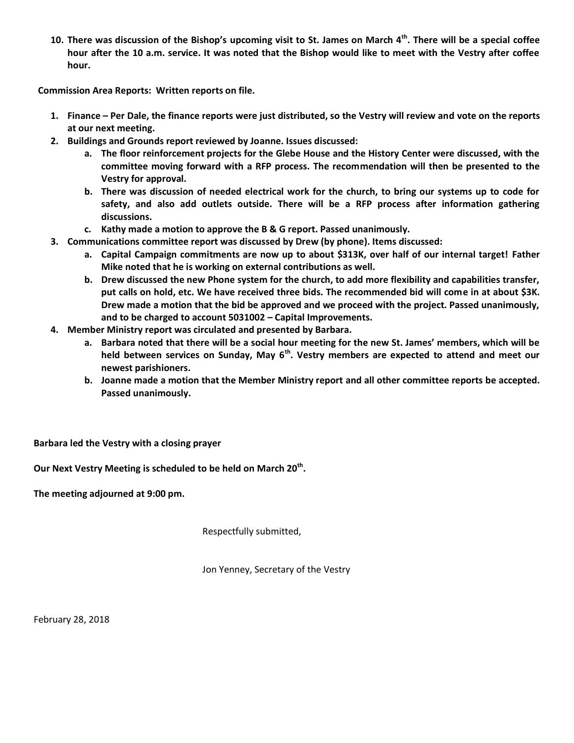**10. There was discussion of the Bishop's upcoming visit to St. James on March 4th. There will be a special coffee hour after the 10 a.m. service. It was noted that the Bishop would like to meet with the Vestry after coffee hour.**

**Commission Area Reports: Written reports on file.**

1. **Finance – Per Dale, the finance reports were just distributed, so the Vestry will review and vote on the reports at our next meeting.**
2. **Buildings and Grounds report reviewed by Joanne. Issues discussed:**
   a. **The floor reinforcement projects for the Glebe House and the History Center were discussed, with the committee moving forward with a RFP process. The recommendation will then be presented to the Vestry for approval.**
   b. **There was discussion of needed electrical work for the church, to bring our systems up to code for safety, and also add outlets outside. There will be a RFP process after information gathering discussions.**
   c. **Kathy made a motion to approve the B & G report. Passed unanimously.**
3. **Communications committee report was discussed by Drew (by phone). Items discussed:**
   a. **Capital Campaign commitments are now up to about $313K, over half of our internal target! Father Mike noted that he is working on external contributions as well.**
   b. **Drew discussed the new Phone system for the church, to add more flexibility and capabilities transfer, put calls on hold, etc. We have received three bids. The recommended bid will come in at about $3K. Drew made a motion that the bid be approved and we proceed with the project. Passed unanimously, and to be charged to account 5031002 – Capital Improvements.**
4. **Member Ministry report was circulated and presented by Barbara.**
   a. **Barbara noted that there will be a social hour meeting for the new St. James' members, which will be held between services on Sunday, May 6th. Vestry members are expected to attend and meet our newest parishioners.**
   b. **Joanne made a motion that the Member Ministry report and all other committee reports be accepted. Passed unanimously.**

**Barbara led the Vestry with a closing prayer**

**Our Next Vestry Meeting is scheduled to be held on March 20th.**

**The meeting adjourned at 9:00 pm.**

Respectfully submitted,

Jon Yenney, Secretary of the Vestry

February 28, 2018